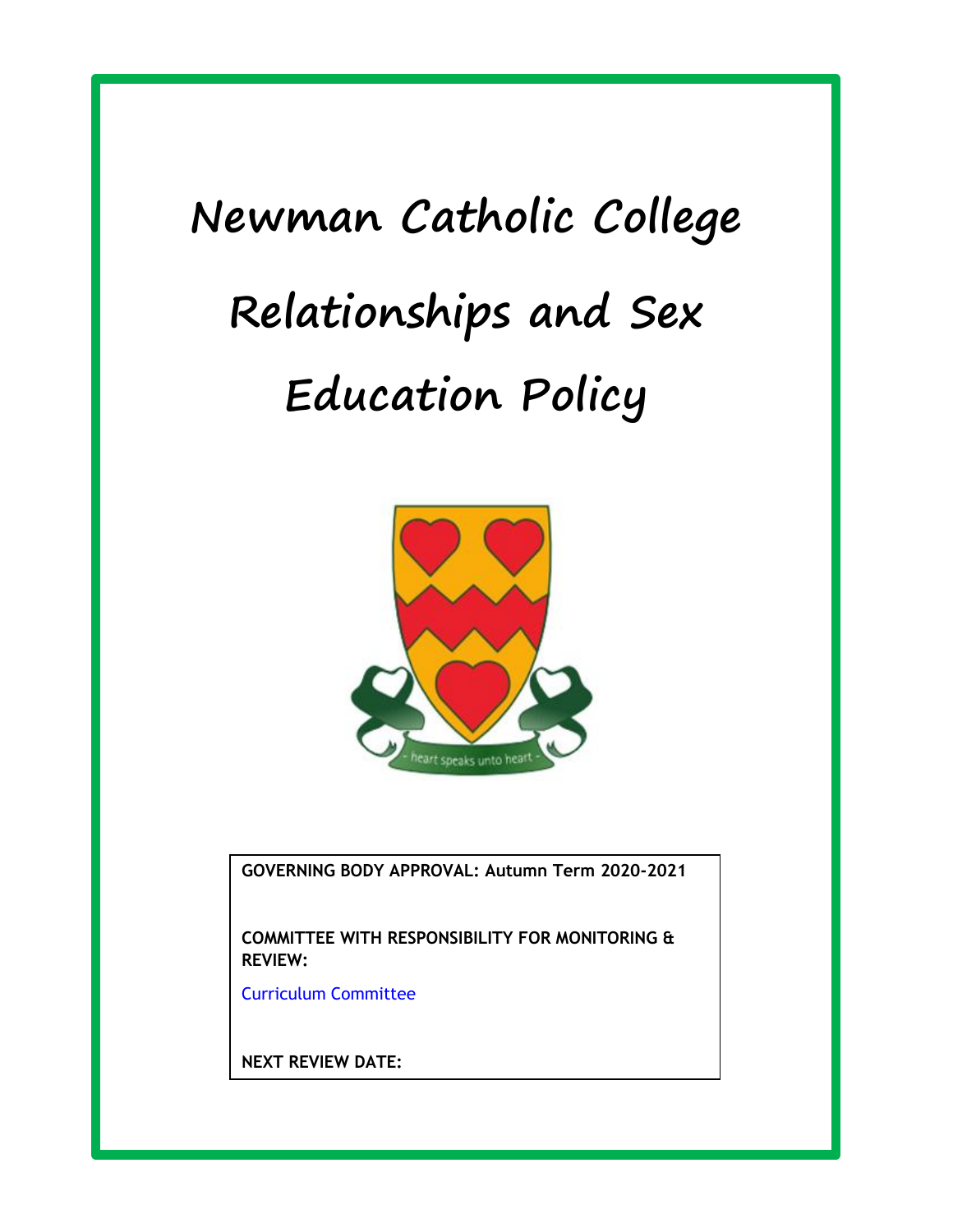# Newman Catholic College

# Relationships and Sex Education Policy

- heart speaks unto heart -

**GOVERNING BODY APPROVAL: Autumn Term 2020-2021**

**COMMITTEE WITH RESPONSIBILITY FOR MONITORING & REVIEW:**

Curriculum Committee

**NEXT REVIEW DATE:**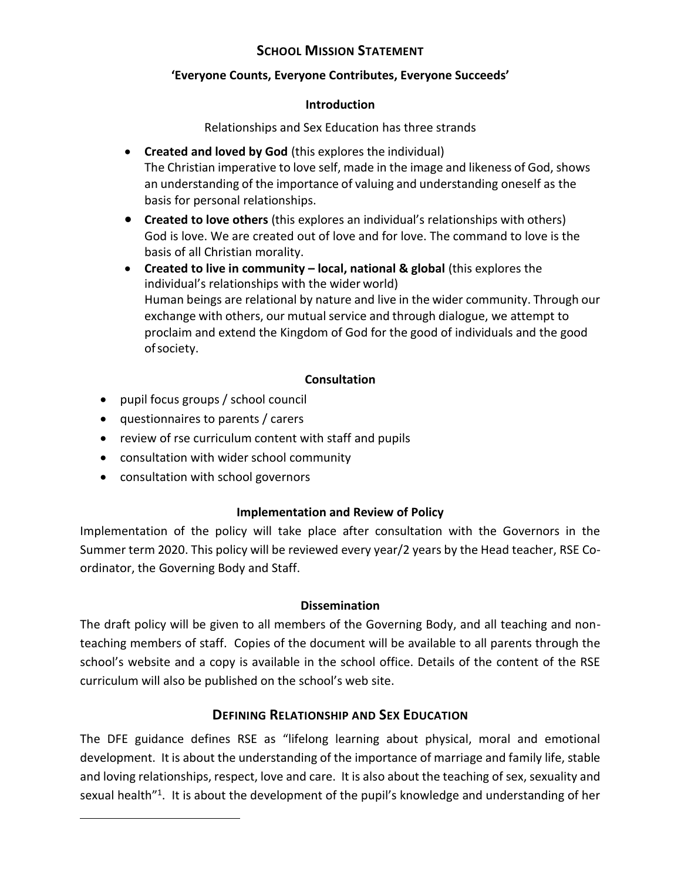## SCHOOL MISSION STATEMENT

### 'Everyone Counts, Everyone Contributes, Everyone Succeeds'

### Introduction

Relationships and Sex Education has three strands

- **Created and loved by God** (this explores the individual)
  The Christian imperative to love self, made in the image and likeness of God, shows an understanding of the importance of valuing and understanding oneself as the basis for personal relationships.
- **Created to love others** (this explores an individual's relationships with others)
  God is love. We are created out of love and for love. The command to love is the basis of all Christian morality.
- **Created to live in community – local, national & global** (this explores the individual's relationships with the wider world)
  Human beings are relational by nature and live in the wider community. Through our exchange with others, our mutual service and through dialogue, we attempt to proclaim and extend the Kingdom of God for the good of individuals and the good of society.

### Consultation

- pupil focus groups / school council
- questionnaires to parents / carers
- review of rse curriculum content with staff and pupils
- consultation with wider school community
- consultation with school governors

### Implementation and Review of Policy

Implementation of the policy will take place after consultation with the Governors in the Summer term 2020. This policy will be reviewed every year/2 years by the Head teacher, RSE Co-ordinator, the Governing Body and Staff.

### Dissemination

The draft policy will be given to all members of the Governing Body, and all teaching and non-teaching members of staff. Copies of the document will be available to all parents through the school's website and a copy is available in the school office. Details of the content of the RSE curriculum will also be published on the school's web site.

## DEFINING RELATIONSHIP AND SEX EDUCATION

The DFE guidance defines RSE as "lifelong learning about physical, moral and emotional development. It is about the understanding of the importance of marriage and family life, stable and loving relationships, respect, love and care. It is also about the teaching of sex, sexuality and sexual health"[1]. It is about the development of the pupil's knowledge and understanding of her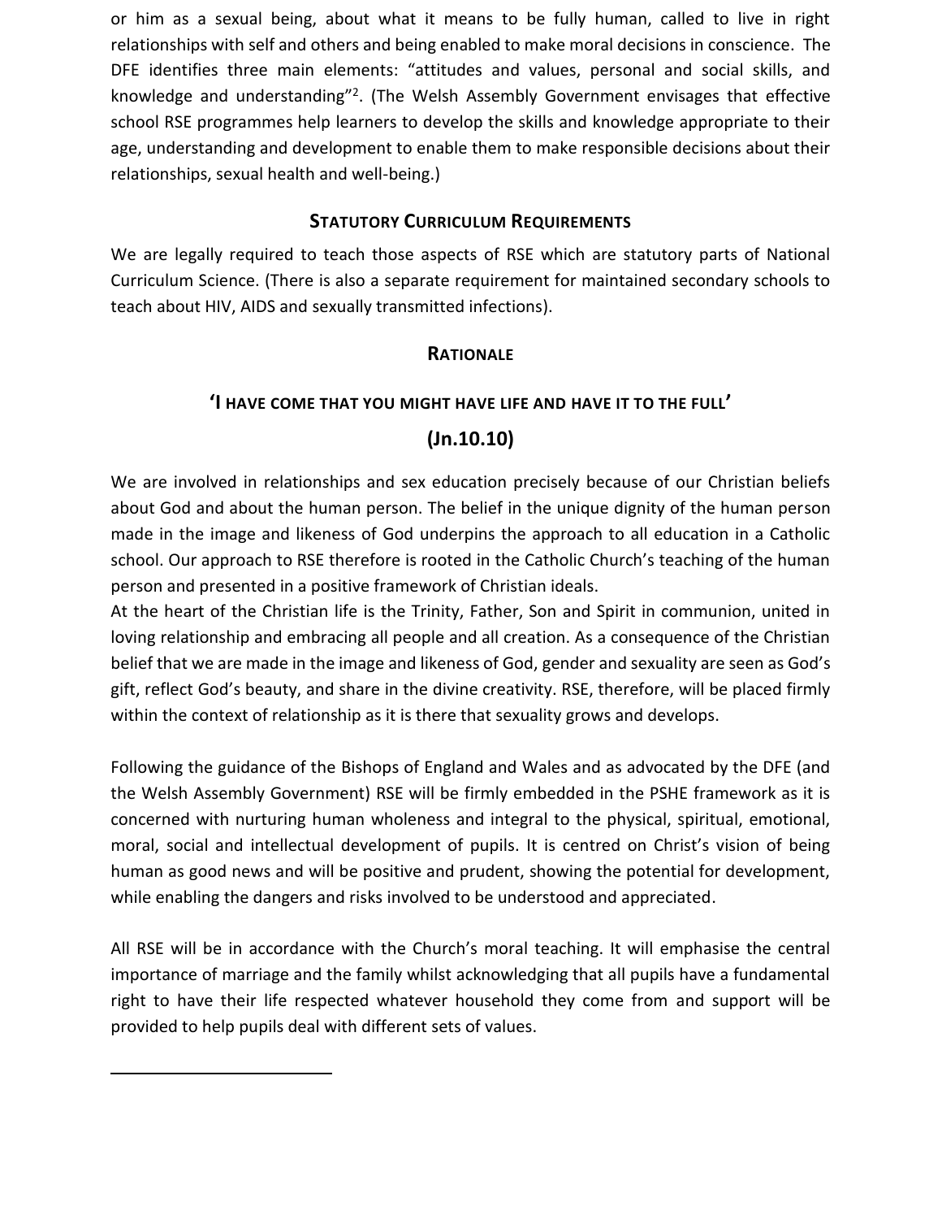or him as a sexual being, about what it means to be fully human, called to live in right relationships with self and others and being enabled to make moral decisions in conscience. The DFE identifies three main elements: "attitudes and values, personal and social skills, and knowledge and understanding"[2]. (The Welsh Assembly Government envisages that effective school RSE programmes help learners to develop the skills and knowledge appropriate to their age, understanding and development to enable them to make responsible decisions about their relationships, sexual health and well-being.)

## Statutory Curriculum Requirements

We are legally required to teach those aspects of RSE which are statutory parts of National Curriculum Science. (There is also a separate requirement for maintained secondary schools to teach about HIV, AIDS and sexually transmitted infections).

## Rationale

### 'I have come that you might have life and have it to the full'

### (Jn.10.10)

We are involved in relationships and sex education precisely because of our Christian beliefs about God and about the human person. The belief in the unique dignity of the human person made in the image and likeness of God underpins the approach to all education in a Catholic school. Our approach to RSE therefore is rooted in the Catholic Church's teaching of the human person and presented in a positive framework of Christian ideals.

At the heart of the Christian life is the Trinity, Father, Son and Spirit in communion, united in loving relationship and embracing all people and all creation. As a consequence of the Christian belief that we are made in the image and likeness of God, gender and sexuality are seen as God's gift, reflect God's beauty, and share in the divine creativity. RSE, therefore, will be placed firmly within the context of relationship as it is there that sexuality grows and develops.

Following the guidance of the Bishops of England and Wales and as advocated by the DFE (and the Welsh Assembly Government) RSE will be firmly embedded in the PSHE framework as it is concerned with nurturing human wholeness and integral to the physical, spiritual, emotional, moral, social and intellectual development of pupils. It is centred on Christ's vision of being human as good news and will be positive and prudent, showing the potential for development, while enabling the dangers and risks involved to be understood and appreciated.

All RSE will be in accordance with the Church's moral teaching. It will emphasise the central importance of marriage and the family whilst acknowledging that all pupils have a fundamental right to have their life respected whatever household they come from and support will be provided to help pupils deal with different sets of values.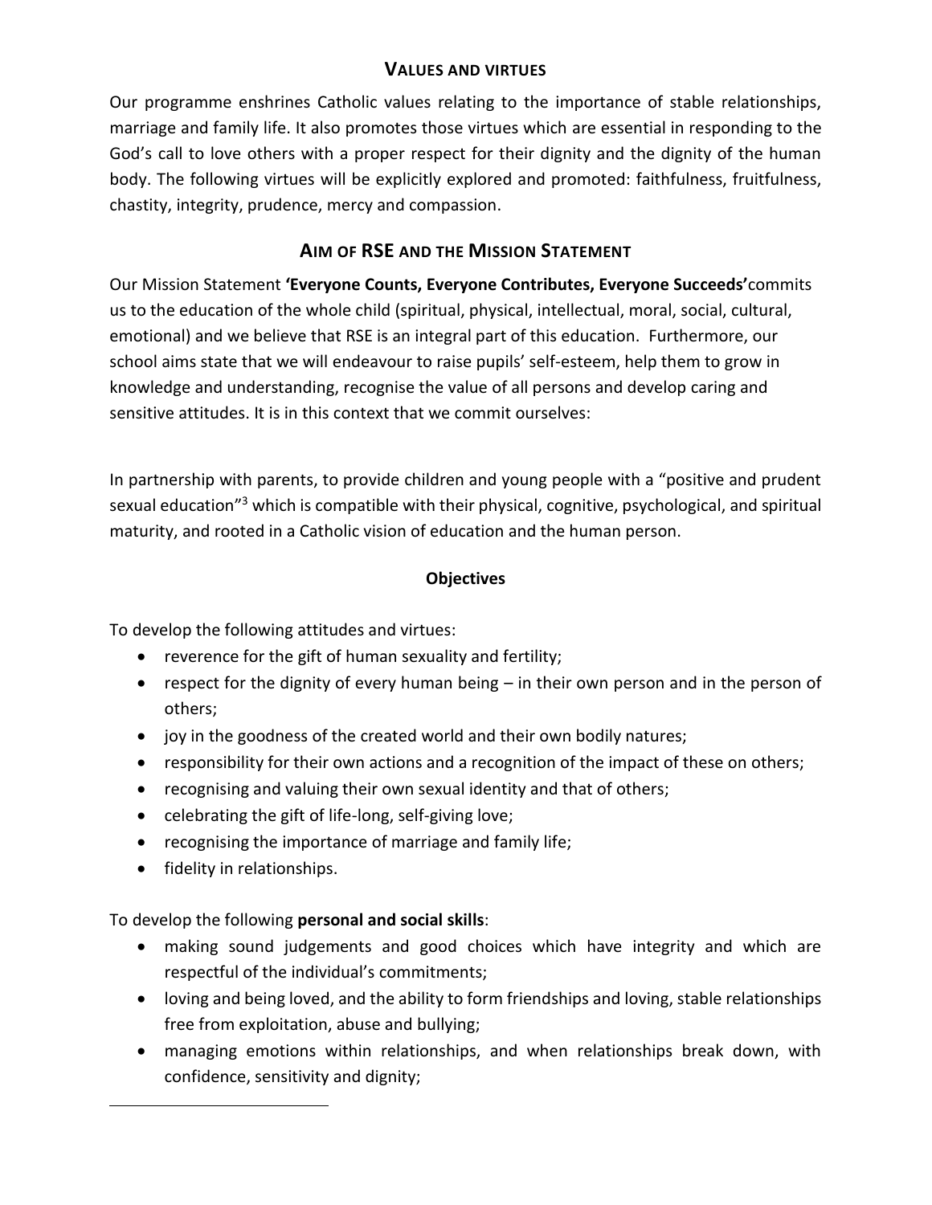## VALUES AND VIRTUES

Our programme enshrines Catholic values relating to the importance of stable relationships, marriage and family life. It also promotes those virtues which are essential in responding to the God's call to love others with a proper respect for their dignity and the dignity of the human body. The following virtues will be explicitly explored and promoted: faithfulness, fruitfulness, chastity, integrity, prudence, mercy and compassion.

## AIM OF RSE AND THE MISSION STATEMENT

Our Mission Statement **'Everyone Counts, Everyone Contributes, Everyone Succeeds'** commits us to the education of the whole child (spiritual, physical, intellectual, moral, social, cultural, emotional) and we believe that RSE is an integral part of this education. Furthermore, our school aims state that we will endeavour to raise pupils' self-esteem, help them to grow in knowledge and understanding, recognise the value of all persons and develop caring and sensitive attitudes. It is in this context that we commit ourselves:

In partnership with parents, to provide children and young people with a "positive and prudent sexual education"[3] which is compatible with their physical, cognitive, psychological, and spiritual maturity, and rooted in a Catholic vision of education and the human person.

### Objectives

To develop the following attitudes and virtues:

- reverence for the gift of human sexuality and fertility;
- respect for the dignity of every human being – in their own person and in the person of others;
- joy in the goodness of the created world and their own bodily natures;
- responsibility for their own actions and a recognition of the impact of these on others;
- recognising and valuing their own sexual identity and that of others;
- celebrating the gift of life-long, self-giving love;
- recognising the importance of marriage and family life;
- fidelity in relationships.

To develop the following **personal and social skills**:

- making sound judgements and good choices which have integrity and which are respectful of the individual's commitments;
- loving and being loved, and the ability to form friendships and loving, stable relationships free from exploitation, abuse and bullying;
- managing emotions within relationships, and when relationships break down, with confidence, sensitivity and dignity;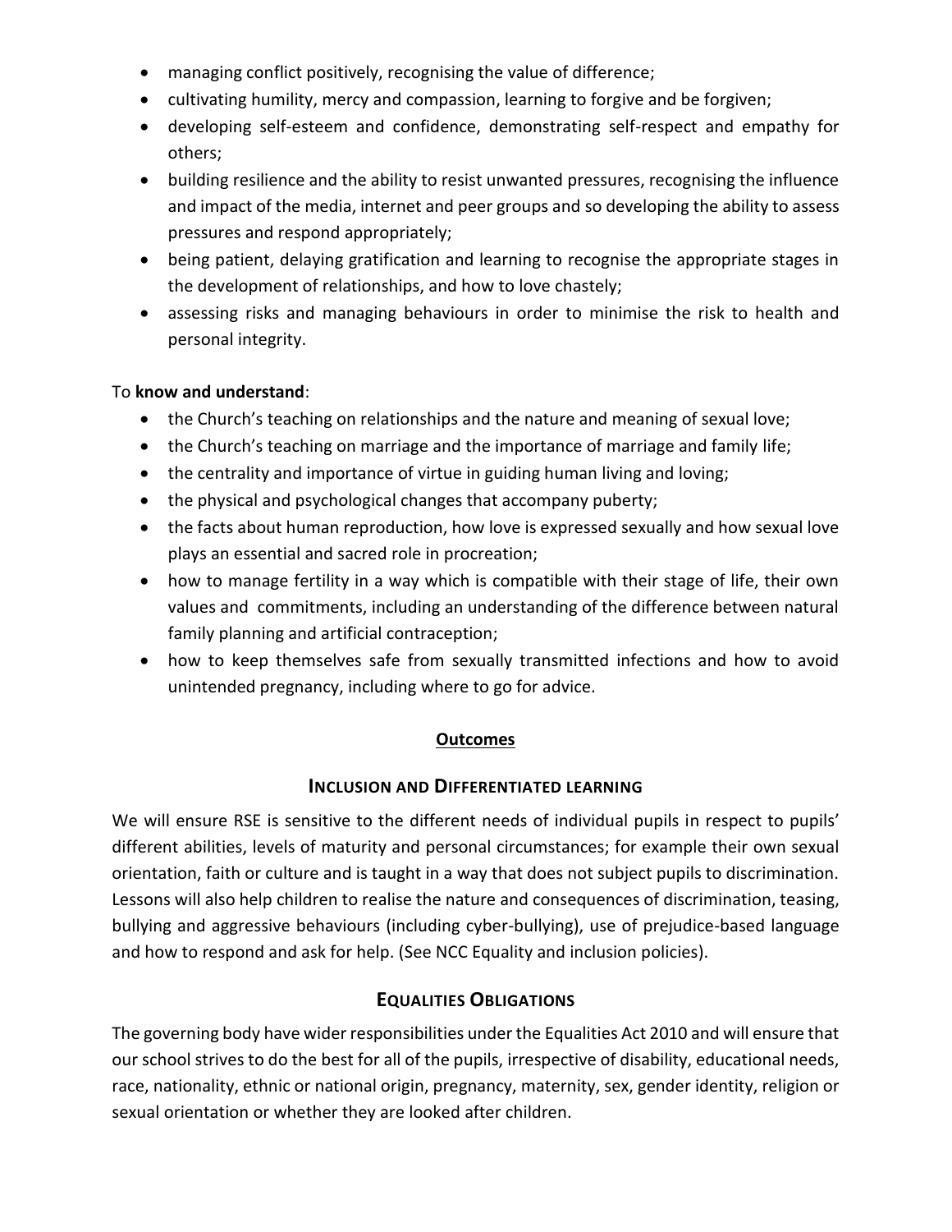- managing conflict positively, recognising the value of difference;
- cultivating humility, mercy and compassion, learning to forgive and be forgiven;
- developing self-esteem and confidence, demonstrating self-respect and empathy for others;
- building resilience and the ability to resist unwanted pressures, recognising the influence and impact of the media, internet and peer groups and so developing the ability to assess pressures and respond appropriately;
- being patient, delaying gratification and learning to recognise the appropriate stages in the development of relationships, and how to love chastely;
- assessing risks and managing behaviours in order to minimise the risk to health and personal integrity.

To **know and understand**:

- the Church's teaching on relationships and the nature and meaning of sexual love;
- the Church's teaching on marriage and the importance of marriage and family life;
- the centrality and importance of virtue in guiding human living and loving;
- the physical and psychological changes that accompany puberty;
- the facts about human reproduction, how love is expressed sexually and how sexual love plays an essential and sacred role in procreation;
- how to manage fertility in a way which is compatible with their stage of life, their own values and commitments, including an understanding of the difference between natural family planning and artificial contraception;
- how to keep themselves safe from sexually transmitted infections and how to avoid unintended pregnancy, including where to go for advice.

## Outcomes

### Inclusion and Differentiated Learning

We will ensure RSE is sensitive to the different needs of individual pupils in respect to pupils' different abilities, levels of maturity and personal circumstances; for example their own sexual orientation, faith or culture and is taught in a way that does not subject pupils to discrimination. Lessons will also help children to realise the nature and consequences of discrimination, teasing, bullying and aggressive behaviours (including cyber-bullying), use of prejudice-based language and how to respond and ask for help. (See NCC Equality and inclusion policies).

### Equalities Obligations

The governing body have wider responsibilities under the Equalities Act 2010 and will ensure that our school strives to do the best for all of the pupils, irrespective of disability, educational needs, race, nationality, ethnic or national origin, pregnancy, maternity, sex, gender identity, religion or sexual orientation or whether they are looked after children.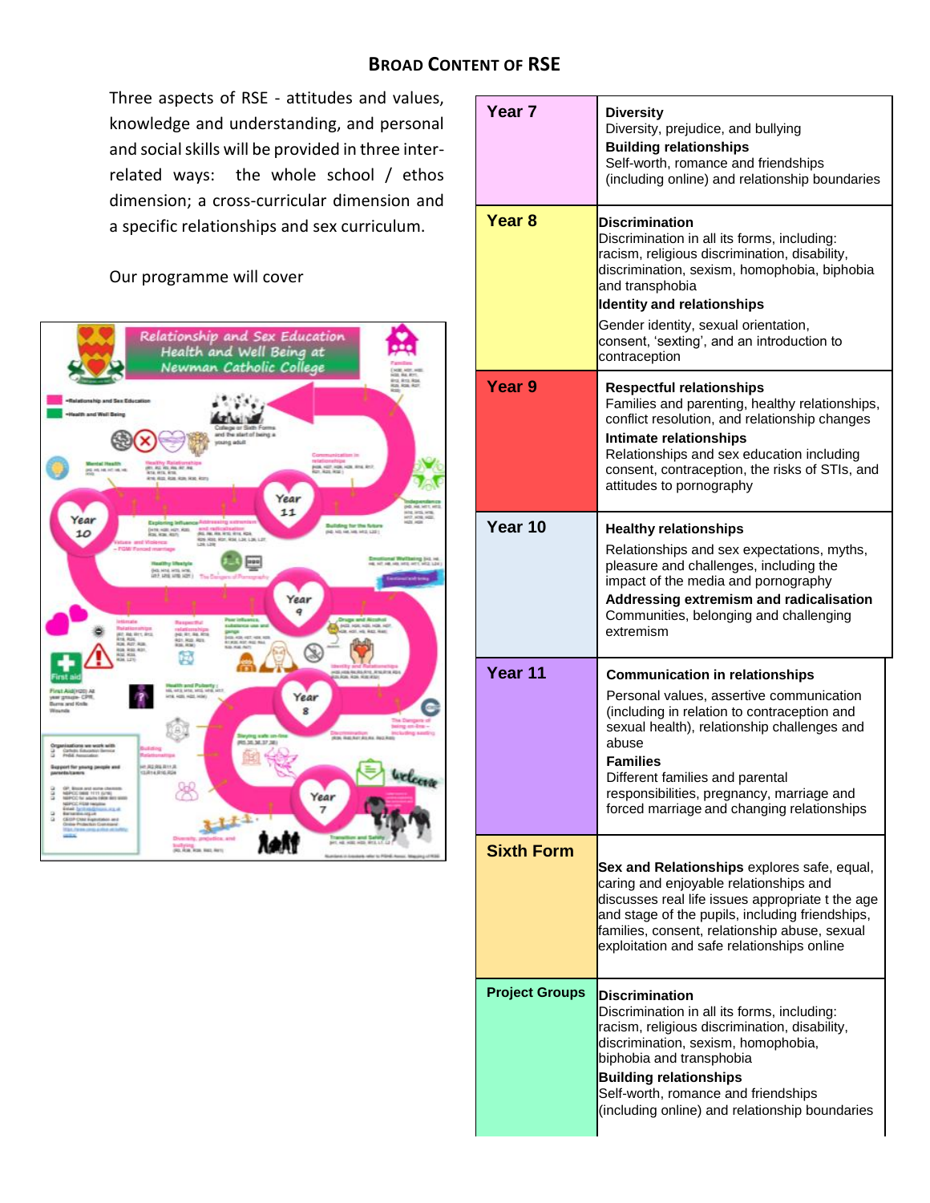## Broad Content of RSE

Three aspects of RSE - attitudes and values, knowledge and understanding, and personal and social skills will be provided in three inter-related ways: the whole school / ethos dimension; a cross-curricular dimension and a specific relationships and sex curriculum.

Our programme will cover

| Year | Content |
|---|---|
| Year 7 | **Diversity**<br>Diversity, prejudice, and bullying<br>**Building relationships**<br>Self-worth, romance and friendships (including online) and relationship boundaries |
| Year 8 | **Discrimination**<br>Discrimination in all its forms, including: racism, religious discrimination, disability, discrimination, sexism, homophobia, biphobia and transphobia<br>**Identity and relationships**<br>Gender identity, sexual orientation, consent, 'sexting', and an introduction to contraception |
| Year 9 | **Respectful relationships**<br>Families and parenting, healthy relationships, conflict resolution, and relationship changes<br>**Intimate relationships**<br>Relationships and sex education including consent, contraception, the risks of STIs, and attitudes to pornography |
| Year 10 | **Healthy relationships**<br>Relationships and sex expectations, myths, pleasure and challenges, including the impact of the media and pornography<br>**Addressing extremism and radicalisation**<br>Communities, belonging and challenging extremism |
| Year 11 | **Communication in relationships**<br>Personal values, assertive communication (including in relation to contraception and sexual health), relationship challenges and abuse<br>**Families**<br>Different families and parental responsibilities, pregnancy, marriage and forced marriage and changing relationships |
| Sixth Form | **Sex and Relationships** explores safe, equal, caring and enjoyable relationships and discusses real life issues appropriate t the age and stage of the pupils, including friendships, families, consent, relationship abuse, sexual exploitation and safe relationships online |
| Project Groups | **Discrimination**<br>Discrimination in all its forms, including: racism, religious discrimination, disability, discrimination, sexism, homophobia, biphobia and transphobia<br>**Building relationships**<br>Self-worth, romance and friendships (including online) and relationship boundaries |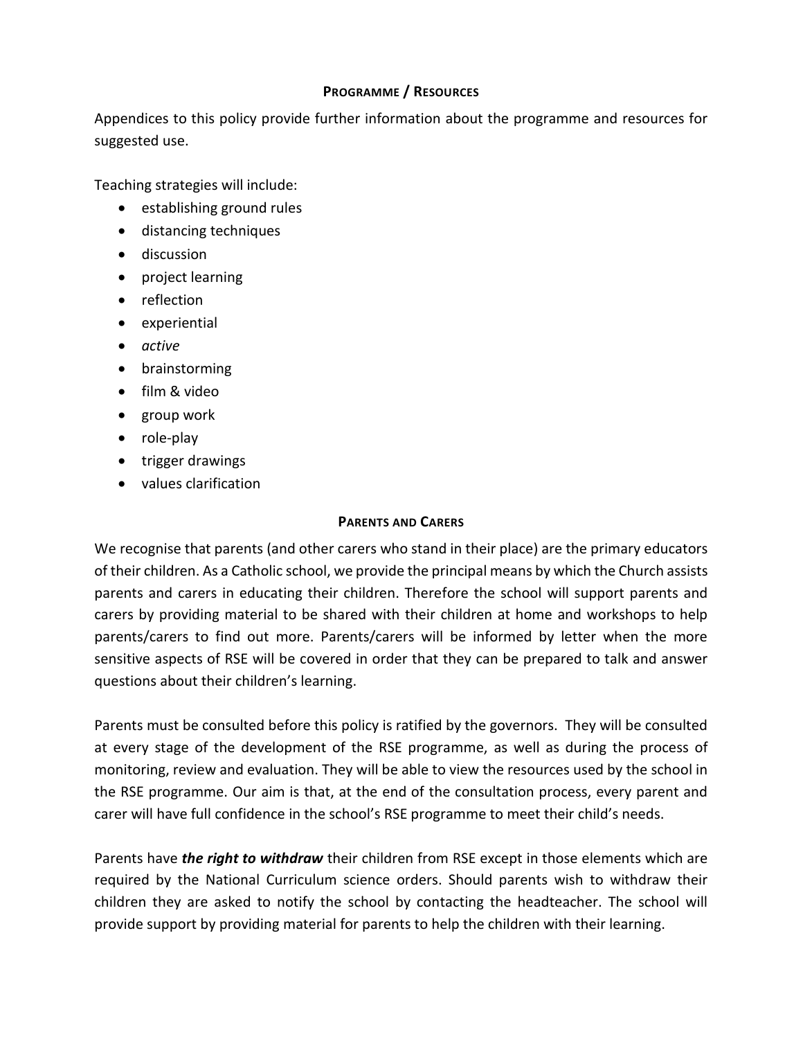## Programme / Resources

Appendices to this policy provide further information about the programme and resources for suggested use.

Teaching strategies will include:

- establishing ground rules
- distancing techniques
- discussion
- project learning
- reflection
- experiential
- *active*
- brainstorming
- film & video
- group work
- role-play
- trigger drawings
- values clarification

## Parents and Carers

We recognise that parents (and other carers who stand in their place) are the primary educators of their children. As a Catholic school, we provide the principal means by which the Church assists parents and carers in educating their children. Therefore the school will support parents and carers by providing material to be shared with their children at home and workshops to help parents/carers to find out more. Parents/carers will be informed by letter when the more sensitive aspects of RSE will be covered in order that they can be prepared to talk and answer questions about their children's learning.

Parents must be consulted before this policy is ratified by the governors. They will be consulted at every stage of the development of the RSE programme, as well as during the process of monitoring, review and evaluation. They will be able to view the resources used by the school in the RSE programme. Our aim is that, at the end of the consultation process, every parent and carer will have full confidence in the school's RSE programme to meet their child's needs.

Parents have ***the right to withdraw*** their children from RSE except in those elements which are required by the National Curriculum science orders. Should parents wish to withdraw their children they are asked to notify the school by contacting the headteacher. The school will provide support by providing material for parents to help the children with their learning.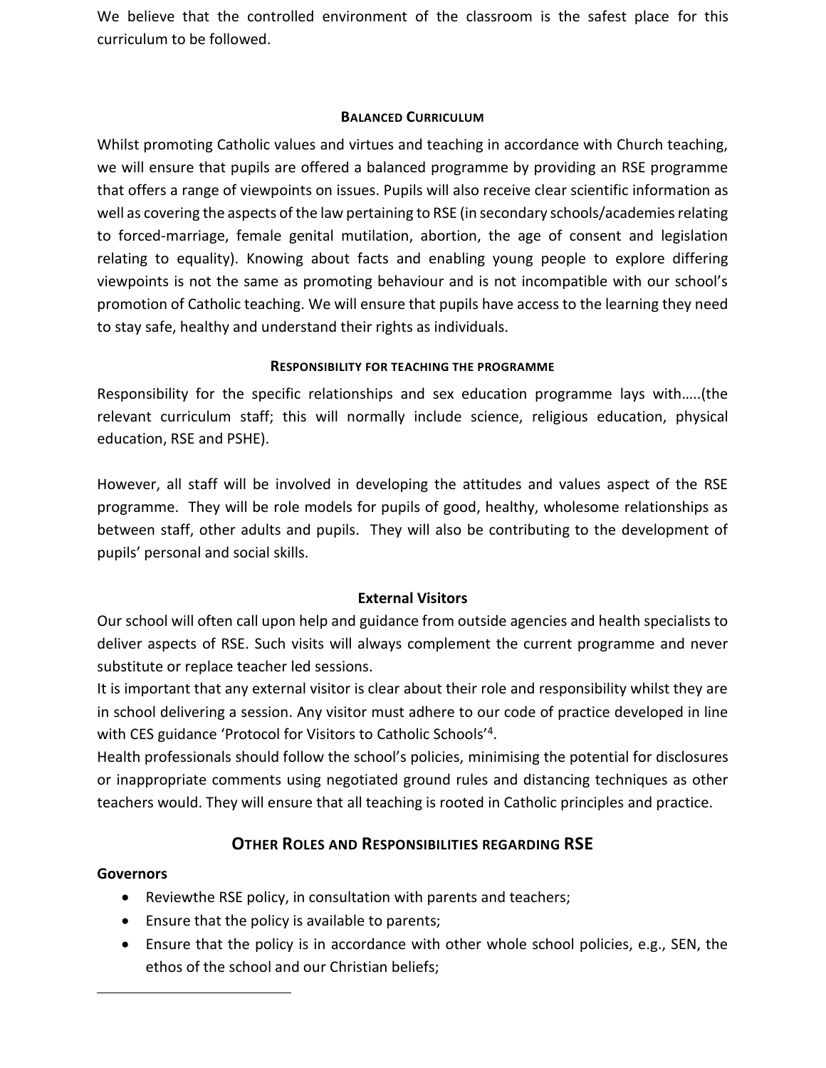We believe that the controlled environment of the classroom is the safest place for this curriculum to be followed.

### Balanced Curriculum

Whilst promoting Catholic values and virtues and teaching in accordance with Church teaching, we will ensure that pupils are offered a balanced programme by providing an RSE programme that offers a range of viewpoints on issues. Pupils will also receive clear scientific information as well as covering the aspects of the law pertaining to RSE (in secondary schools/academies relating to forced-marriage, female genital mutilation, abortion, the age of consent and legislation relating to equality). Knowing about facts and enabling young people to explore differing viewpoints is not the same as promoting behaviour and is not incompatible with our school's promotion of Catholic teaching. We will ensure that pupils have access to the learning they need to stay safe, healthy and understand their rights as individuals.

### Responsibility for teaching the programme

Responsibility for the specific relationships and sex education programme lays with…..(the relevant curriculum staff; this will normally include science, religious education, physical education, RSE and PSHE).

However, all staff will be involved in developing the attitudes and values aspect of the RSE programme. They will be role models for pupils of good, healthy, wholesome relationships as between staff, other adults and pupils. They will also be contributing to the development of pupils' personal and social skills.

### External Visitors

Our school will often call upon help and guidance from outside agencies and health specialists to deliver aspects of RSE. Such visits will always complement the current programme and never substitute or replace teacher led sessions.

It is important that any external visitor is clear about their role and responsibility whilst they are in school delivering a session. Any visitor must adhere to our code of practice developed in line with CES guidance 'Protocol for Visitors to Catholic Schools'[4].

Health professionals should follow the school's policies, minimising the potential for disclosures or inappropriate comments using negotiated ground rules and distancing techniques as other teachers would. They will ensure that all teaching is rooted in Catholic principles and practice.

## Other Roles and Responsibilities regarding RSE

**Governors**

- Reviewthe RSE policy, in consultation with parents and teachers;
- Ensure that the policy is available to parents;
- Ensure that the policy is in accordance with other whole school policies, e.g., SEN, the ethos of the school and our Christian beliefs;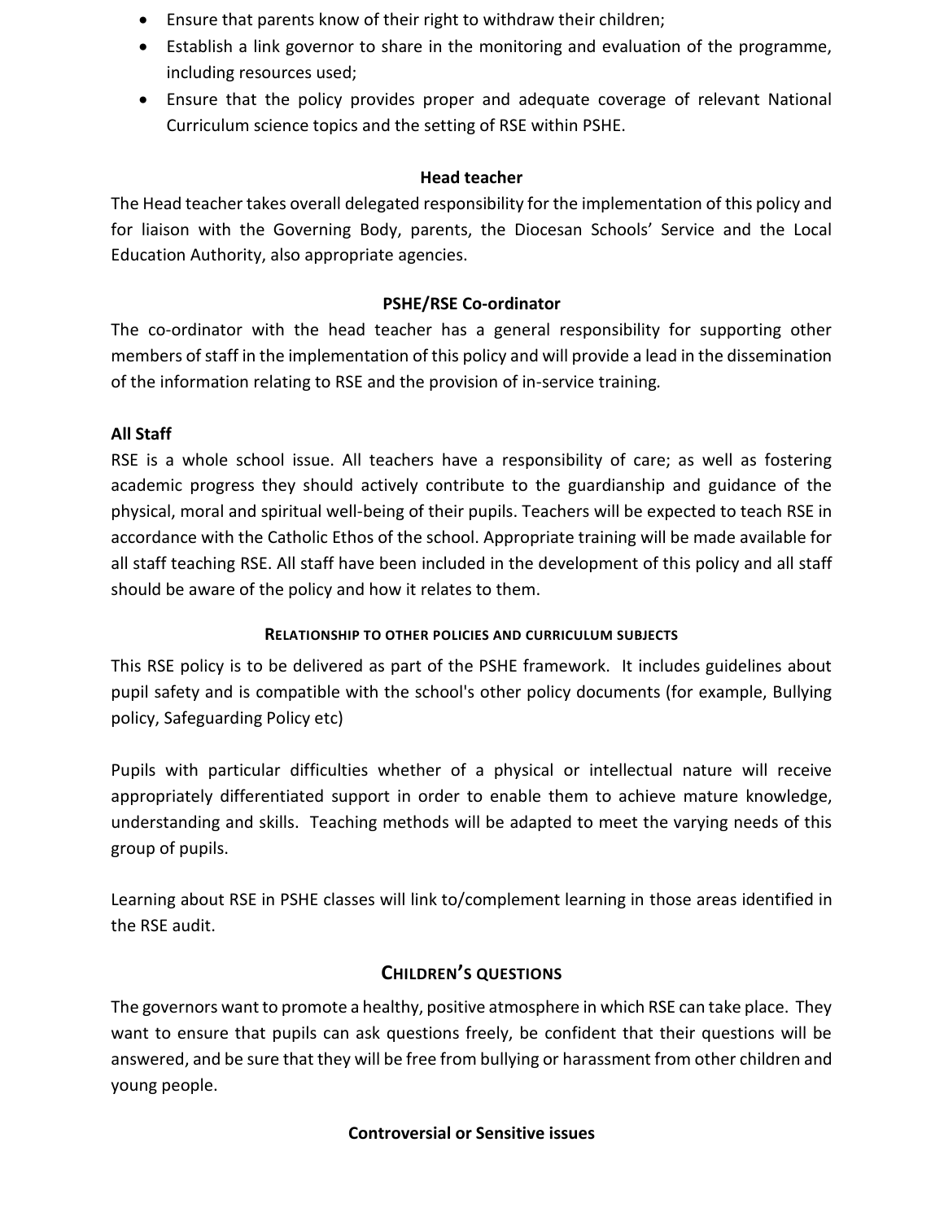- Ensure that parents know of their right to withdraw their children;
- Establish a link governor to share in the monitoring and evaluation of the programme, including resources used;
- Ensure that the policy provides proper and adequate coverage of relevant National Curriculum science topics and the setting of RSE within PSHE.

### Head teacher

The Head teacher takes overall delegated responsibility for the implementation of this policy and for liaison with the Governing Body, parents, the Diocesan Schools' Service and the Local Education Authority, also appropriate agencies.

### PSHE/RSE Co-ordinator

The co-ordinator with the head teacher has a general responsibility for supporting other members of staff in the implementation of this policy and will provide a lead in the dissemination of the information relating to RSE and the provision of in-service training.

### All Staff

RSE is a whole school issue. All teachers have a responsibility of care; as well as fostering academic progress they should actively contribute to the guardianship and guidance of the physical, moral and spiritual well-being of their pupils. Teachers will be expected to teach RSE in accordance with the Catholic Ethos of the school. Appropriate training will be made available for all staff teaching RSE. All staff have been included in the development of this policy and all staff should be aware of the policy and how it relates to them.

### Relationship to other policies and curriculum subjects

This RSE policy is to be delivered as part of the PSHE framework. It includes guidelines about pupil safety and is compatible with the school's other policy documents (for example, Bullying policy, Safeguarding Policy etc)

Pupils with particular difficulties whether of a physical or intellectual nature will receive appropriately differentiated support in order to enable them to achieve mature knowledge, understanding and skills. Teaching methods will be adapted to meet the varying needs of this group of pupils.

Learning about RSE in PSHE classes will link to/complement learning in those areas identified in the RSE audit.

## Children's questions

The governors want to promote a healthy, positive atmosphere in which RSE can take place. They want to ensure that pupils can ask questions freely, be confident that their questions will be answered, and be sure that they will be free from bullying or harassment from other children and young people.

### Controversial or Sensitive issues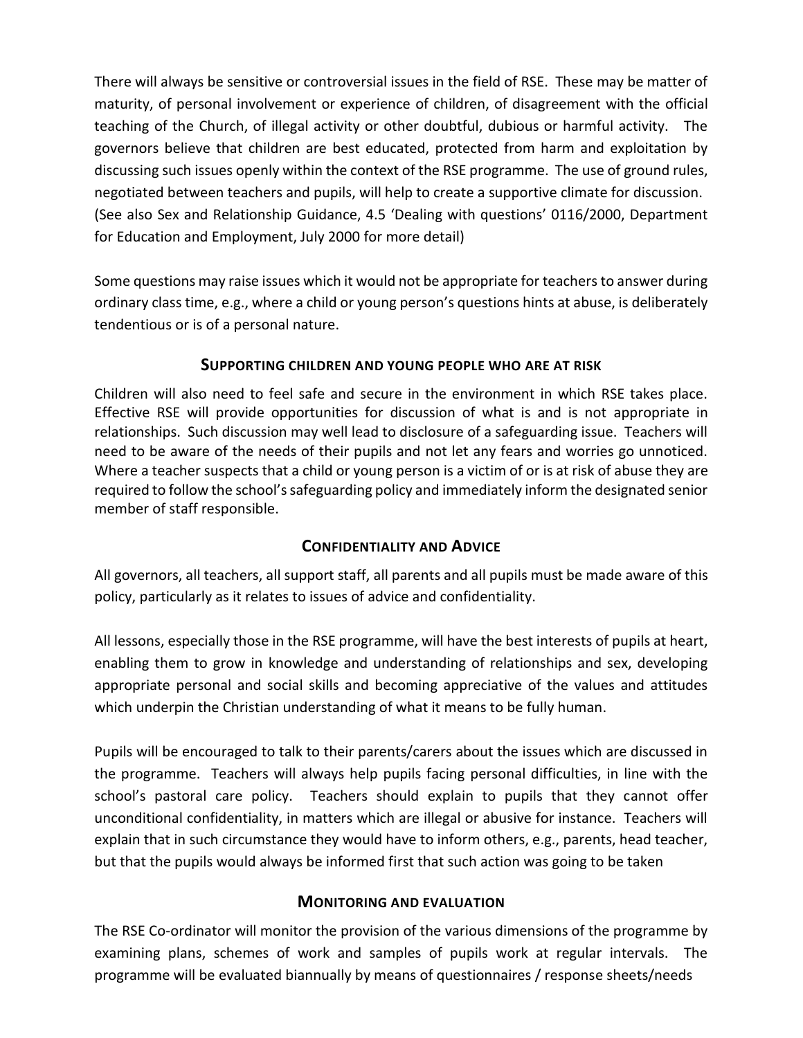There will always be sensitive or controversial issues in the field of RSE. These may be matter of maturity, of personal involvement or experience of children, of disagreement with the official teaching of the Church, of illegal activity or other doubtful, dubious or harmful activity. The governors believe that children are best educated, protected from harm and exploitation by discussing such issues openly within the context of the RSE programme. The use of ground rules, negotiated between teachers and pupils, will help to create a supportive climate for discussion. (See also Sex and Relationship Guidance, 4.5 'Dealing with questions' 0116/2000, Department for Education and Employment, July 2000 for more detail)

Some questions may raise issues which it would not be appropriate for teachers to answer during ordinary class time, e.g., where a child or young person's questions hints at abuse, is deliberately tendentious or is of a personal nature.

## Supporting children and young people who are at risk

Children will also need to feel safe and secure in the environment in which RSE takes place. Effective RSE will provide opportunities for discussion of what is and is not appropriate in relationships. Such discussion may well lead to disclosure of a safeguarding issue. Teachers will need to be aware of the needs of their pupils and not let any fears and worries go unnoticed. Where a teacher suspects that a child or young person is a victim of or is at risk of abuse they are required to follow the school's safeguarding policy and immediately inform the designated senior member of staff responsible.

## Confidentiality and Advice

All governors, all teachers, all support staff, all parents and all pupils must be made aware of this policy, particularly as it relates to issues of advice and confidentiality.

All lessons, especially those in the RSE programme, will have the best interests of pupils at heart, enabling them to grow in knowledge and understanding of relationships and sex, developing appropriate personal and social skills and becoming appreciative of the values and attitudes which underpin the Christian understanding of what it means to be fully human.

Pupils will be encouraged to talk to their parents/carers about the issues which are discussed in the programme. Teachers will always help pupils facing personal difficulties, in line with the school's pastoral care policy. Teachers should explain to pupils that they cannot offer unconditional confidentiality, in matters which are illegal or abusive for instance. Teachers will explain that in such circumstance they would have to inform others, e.g., parents, head teacher, but that the pupils would always be informed first that such action was going to be taken

## Monitoring and evaluation

The RSE Co-ordinator will monitor the provision of the various dimensions of the programme by examining plans, schemes of work and samples of pupils work at regular intervals. The programme will be evaluated biannually by means of questionnaires / response sheets/needs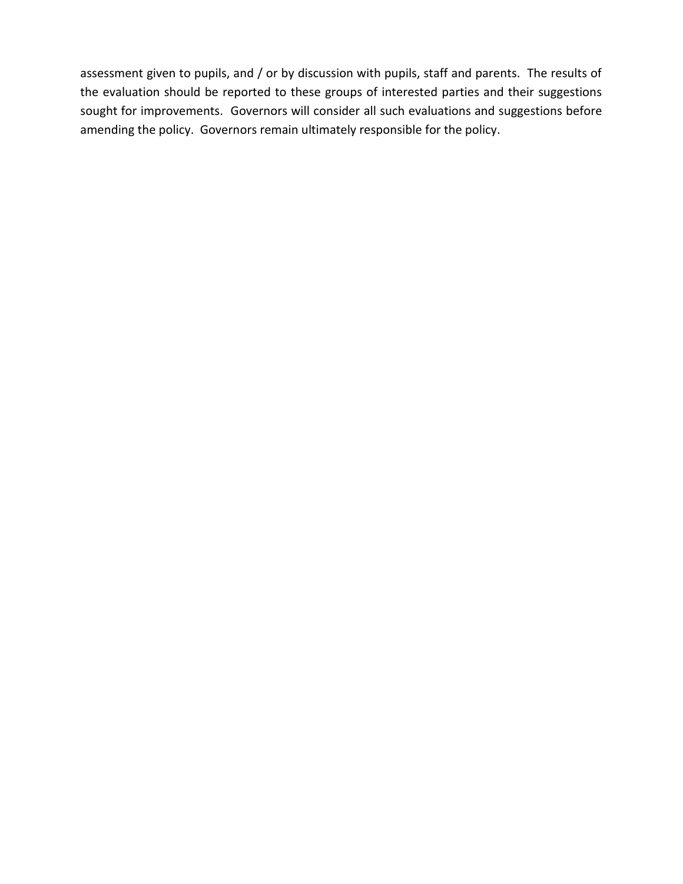assessment given to pupils, and / or by discussion with pupils, staff and parents. The results of the evaluation should be reported to these groups of interested parties and their suggestions sought for improvements. Governors will consider all such evaluations and suggestions before amending the policy. Governors remain ultimately responsible for the policy.